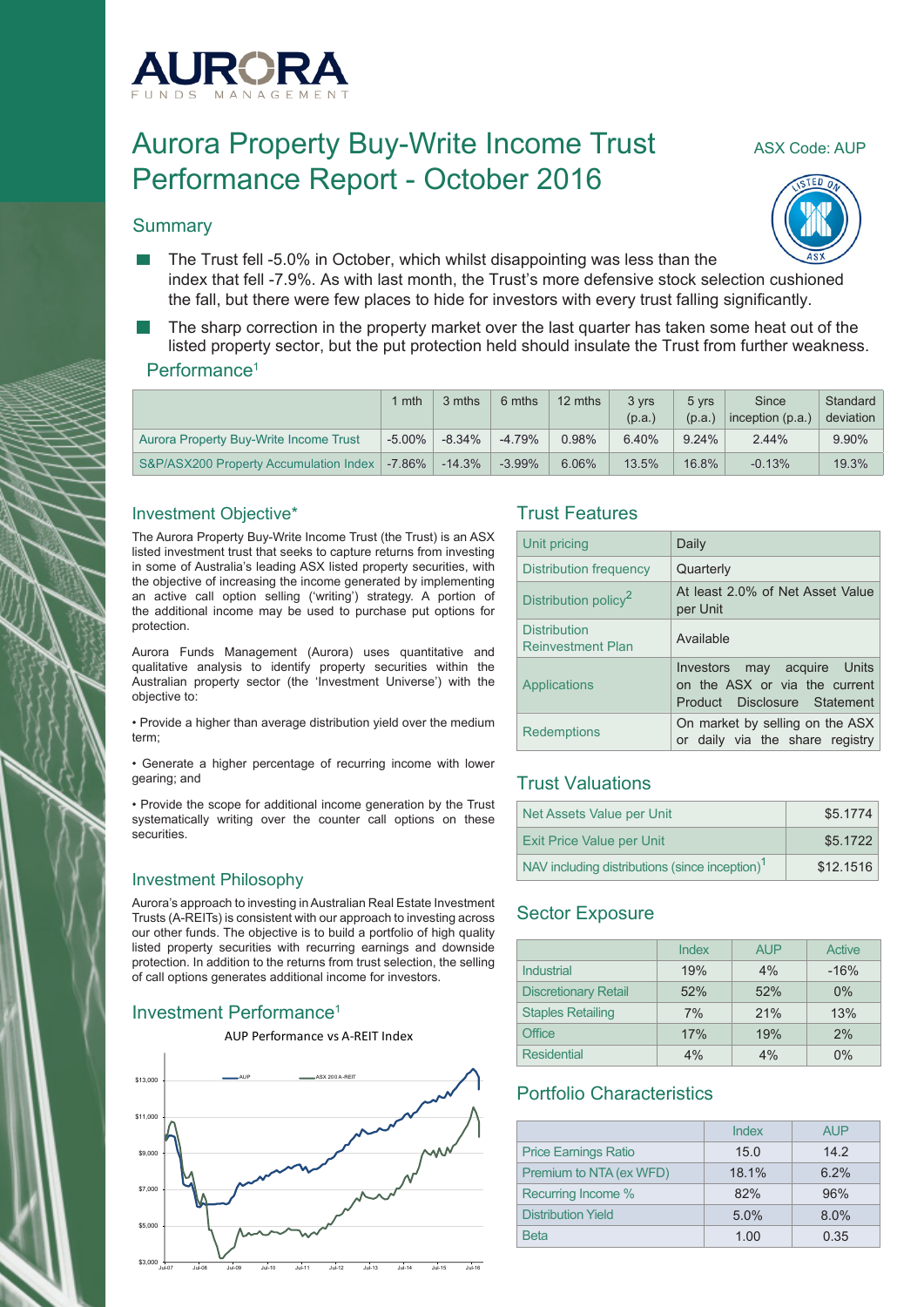# Aurora Property Buy-Write Income Trust Performance Report - October 2016

ASX Code: AUP

## Summary

- The Trust fell -5.0% in October, which whilst disappointing was less than the index that fell -7.9%. As with last month, the Trust's more defensive stock selection cushioned the fall, but there were few places to hide for investors with every trust falling significantly.
- The sharp correction in the property market over the last quarter has taken some heat out of the listed property sector, but the put protection held should insulate the Trust from further weakness.

## Performance[1]

| | 1 mth | 3 mths | 6 mths | 12 mths | 3 yrs (p.a.) | 5 yrs (p.a.) | Since inception (p.a.) | Standard deviation |
|---|---|---|---|---|---|---|---|---|
| Aurora Property Buy-Write Income Trust | -5.00% | -8.34% | -4.79% | 0.98% | 6.40% | 9.24% | 2.44% | 9.90% |
| S&P/ASX200 Property Accumulation Index | -7.86% | -14.3% | -3.99% | 6.06% | 13.5% | 16.8% | -0.13% | 19.3% |

## Investment Objective*

The Aurora Property Buy-Write Income Trust (the Trust) is an ASX listed investment trust that seeks to capture returns from investing in some of Australia's leading ASX listed property securities, with the objective of increasing the income generated by implementing an active call option selling ('writing') strategy. A portion of the additional income may be used to purchase put options for protection.

Aurora Funds Management (Aurora) uses quantitative and qualitative analysis to identify property securities within the Australian property sector (the 'Investment Universe') with the objective to:

- Provide a higher than average distribution yield over the medium term;
- Generate a higher percentage of recurring income with lower gearing; and
- Provide the scope for additional income generation by the Trust systematically writing over the counter call options on these securities.

## Investment Philosophy

Aurora's approach to investing in Australian Real Estate Investment Trusts (A-REITs) is consistent with our approach to investing across our other funds. The objective is to build a portfolio of high quality listed property securities with recurring earnings and downside protection. In addition to the returns from trust selection, the selling of call options generates additional income for investors.

## Investment Performance[1]

AUP Performance vs A-REIT Index

AUP — ASX 200 A-REIT

## Trust Features

| | |
|---|---|
| Unit pricing | Daily |
| Distribution frequency | Quarterly |
| Distribution policy[2] | At least 2.0% of Net Asset Value per Unit |
| Distribution Reinvestment Plan | Available |
| Applications | Investors may acquire Units on the ASX or via the current Product Disclosure Statement |
| Redemptions | On market by selling on the ASX or daily via the share registry |

## Trust Valuations

| | |
|---|---|
| Net Assets Value per Unit | $5.1774 |
| Exit Price Value per Unit | $5.1722 |
| NAV including distributions (since inception)[1] | $12.1516 |

## Sector Exposure

| | Index | AUP | Active |
|---|---|---|---|
| Industrial | 19% | 4% | -16% |
| Discretionary Retail | 52% | 52% | 0% |
| Staples Retailing | 7% | 21% | 13% |
| Office | 17% | 19% | 2% |
| Residential | 4% | 4% | 0% |

## Portfolio Characteristics

| | Index | AUP |
|---|---|---|
| Price Earnings Ratio | 15.0 | 14.2 |
| Premium to NTA (ex WFD) | 18.1% | 6.2% |
| Recurring Income % | 82% | 96% |
| Distribution Yield | 5.0% | 8.0% |
| Beta | 1.00 | 0.35 |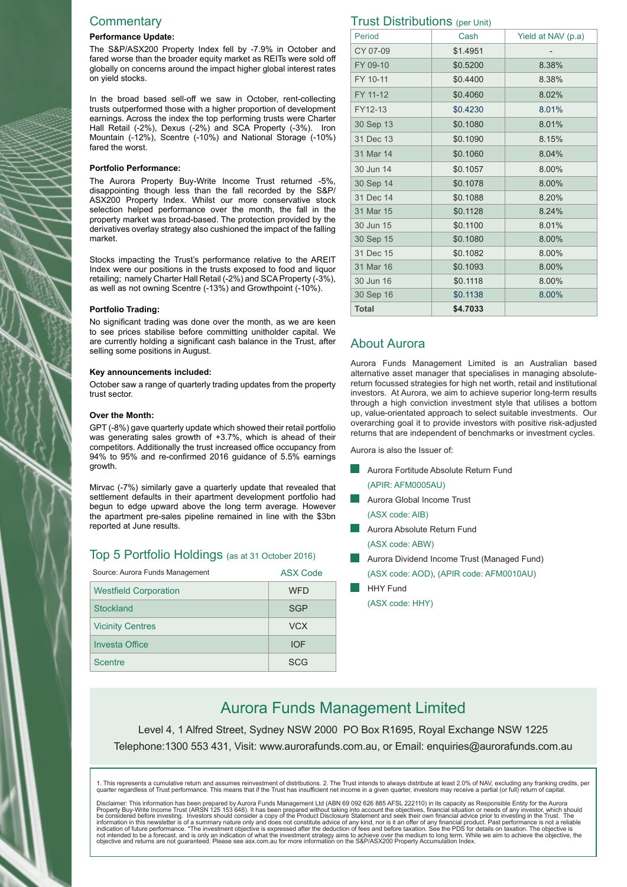## Commentary

**Performance Update:**

The S&P/ASX200 Property Index fell by -7.9% in October and fared worse than the broader equity market as REITs were sold off globally on concerns around the impact higher global interest rates on yield stocks.

In the broad based sell-off we saw in October, rent-collecting trusts outperformed those with a higher proportion of development earnings. Across the index the top performing trusts were Charter Hall Retail (-2%), Dexus (-2%) and SCA Property (-3%). Iron Mountain (-12%), Scentre (-10%) and National Storage (-10%) fared the worst.

**Portfolio Performance:**

The Aurora Property Buy-Write Income Trust returned -5%, disappointing though less than the fall recorded by the S&P/ASX200 Property Index. Whilst our more conservative stock selection helped performance over the month, the fall in the property market was broad-based. The protection provided by the derivatives overlay strategy also cushioned the impact of the falling market.

Stocks impacting the Trust's performance relative to the AREIT Index were our positions in the trusts exposed to food and liquor retailing; namely Charter Hall Retail (-2%) and SCA Property (-3%), as well as not owning Scentre (-13%) and Growthpoint (-10%).

**Portfolio Trading:**

No significant trading was done over the month, as we are keen to see prices stabilise before committing unitholder capital. We are currently holding a significant cash balance in the Trust, after selling some positions in August.

**Key announcements included:**

October saw a range of quarterly trading updates from the property trust sector.

**Over the Month:**

GPT (-8%) gave quarterly update which showed their retail portfolio was generating sales growth of +3.7%, which is ahead of their competitors. Additionally the trust increased office occupancy from 94% to 95% and re-confirmed 2016 guidance of 5.5% earnings growth.

Mirvac (-7%) similarly gave a quarterly update that revealed that settlement defaults in their apartment development portfolio had begun to edge upward above the long term average. However the apartment pre-sales pipeline remained in line with the $3bn reported at June results.

## Top 5 Portfolio Holdings (as at 31 October 2016)

| Source: Aurora Funds Management | ASX Code |
|---|---|
| Westfield Corporation | WFD |
| Stockland | SGP |
| Vicinity Centres | VCX |
| Investa Office | IOF |
| Scentre | SCG |

## Trust Distributions (per Unit)

| Period | Cash | Yield at NAV (p.a) |
|---|---|---|
| CY 07-09 | $1.4951 | - |
| FY 09-10 | $0.5200 | 8.38% |
| FY 10-11 | $0.4400 | 8.38% |
| FY 11-12 | $0.4060 | 8.02% |
| FY12-13 | $0.4230 | 8.01% |
| 30 Sep 13 | $0.1080 | 8.01% |
| 31 Dec 13 | $0.1090 | 8.15% |
| 31 Mar 14 | $0.1060 | 8.04% |
| 30 Jun 14 | $0.1057 | 8.00% |
| 30 Sep 14 | $0.1078 | 8.00% |
| 31 Dec 14 | $0.1088 | 8.20% |
| 31 Mar 15 | $0.1128 | 8.24% |
| 30 Jun 15 | $0.1100 | 8.01% |
| 30 Sep 15 | $0.1080 | 8.00% |
| 31 Dec 15 | $0.1082 | 8.00% |
| 31 Mar 16 | $0.1093 | 8.00% |
| 30 Jun 16 | $0.1118 | 8.00% |
| 30 Sep 16 | $0.1138 | 8.00% |
| **Total** | **$4.7033** | |

## About Aurora

Aurora Funds Management Limited is an Australian based alternative asset manager that specialises in managing absolute-return focussed strategies for high net worth, retail and institutional investors. At Aurora, we aim to achieve superior long-term results through a high conviction investment style that utilises a bottom up, value-orientated approach to select suitable investments. Our overarching goal it to provide investors with positive risk-adjusted returns that are independent of benchmarks or investment cycles.

Aurora is also the Issuer of:

- Aurora Fortitude Absolute Return Fund
  (APIR: AFM0005AU)
- Aurora Global Income Trust
  (ASX code: AIB)
- Aurora Absolute Return Fund
  (ASX code: ABW)
- Aurora Dividend Income Trust (Managed Fund)
  (ASX code: AOD), (APIR code: AFM0010AU)
- HHY Fund
  (ASX code: HHY)

## Aurora Funds Management Limited

Level 4, 1 Alfred Street, Sydney NSW 2000 PO Box R1695, Royal Exchange NSW 1225

Telephone:1300 553 431, Visit: www.aurorafunds.com.au, or Email: enquiries@aurorafunds.com.au

1. This represents a cumulative return and assumes reinvestment of distributions. 2. The Trust intends to always distribute at least 2.0% of NAV, excluding any franking credits, per quarter regardless of Trust performance. This means that if the Trust has insufficient net income in a given quarter, investors may receive a partial (or full) return of capital.

Disclaimer: This information has been prepared by Aurora Funds Management Ltd (ABN 69 092 626 885 AFSL 222110) in its capacity as Responsible Entity for the Aurora Property Buy-Write Income Trust (ARSN 125 153 648). It has been prepared without taking into account the objectives, financial situation or needs of any investor, which should be considered before investing. Investors should consider a copy of the Product Disclosure Statement and seek their own financial advice prior to investing in the Trust. The information in this newsletter is of a summary nature only and does not constitute advice of any kind, nor is it an offer of any financial product. Past performance is not a reliable indication of future performance. *The investment objective is expressed after the deduction of fees and before taxation. See the PDS for details on taxation. The objective is not intended to be a forecast, and is only an indication of what the investment strategy aims to achieve over the medium to long term. While we aim to achieve the objective, the objective and returns are not guaranteed. Please see asx.com.au for more information on the S&P/ASX200 Property Accumulation Index.